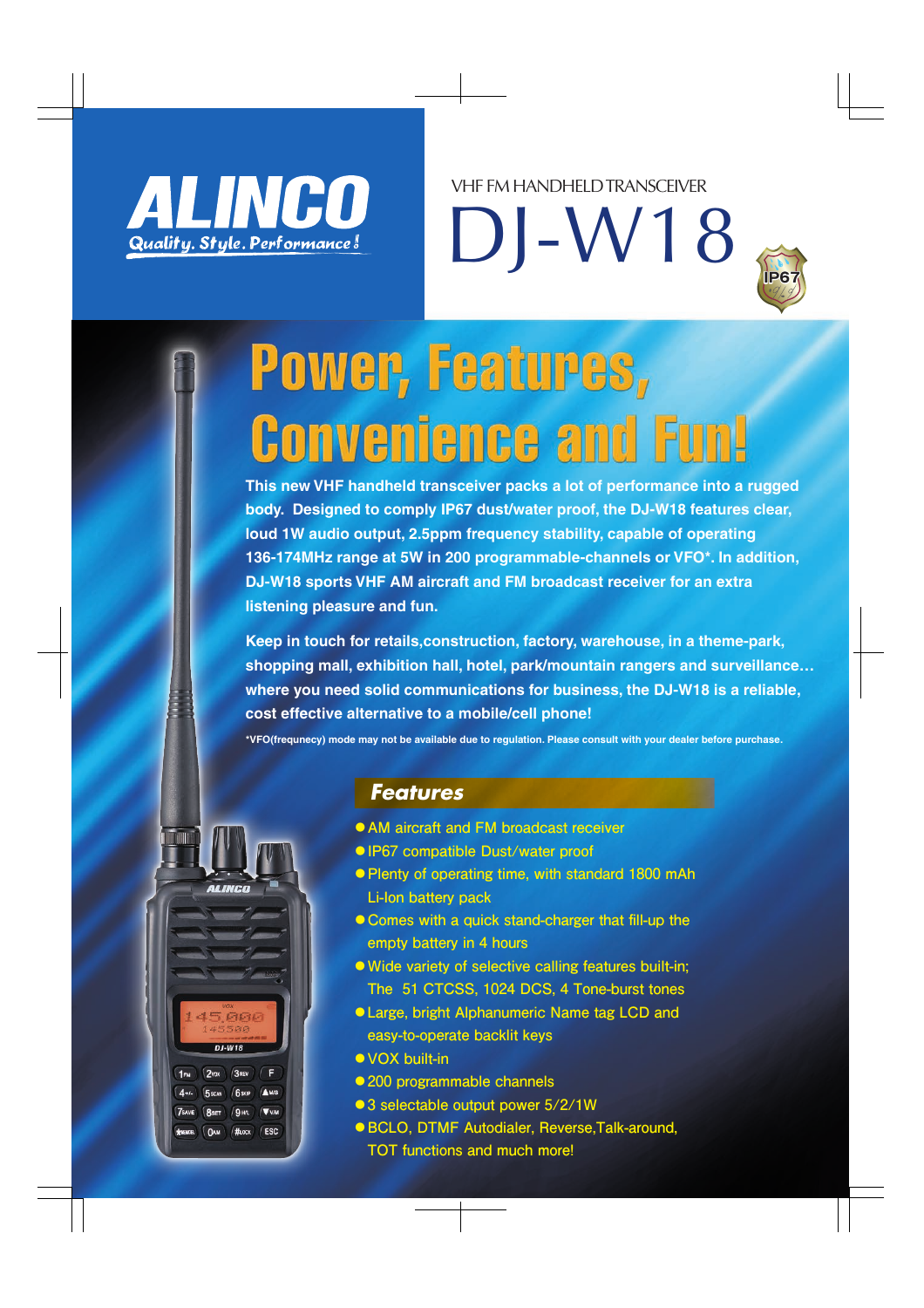# ALINCO

*Quality. Style. Performance!*

VHF FM HANDHELD TRANSCEIVER

# DJ-W18

IP67

## Power, Features, Convenience and Fun!

**This new VHF handheld transceiver packs a lot of performance into a rugged body. Designed to comply IP67 dust/water proof, the DJ-W18 features clear, loud 1W audio output, 2.5ppm frequency stability, capable of operating 136-174MHz range at 5W in 200 programmable-channels or VFO*. In addition, DJ-W18 sports VHF AM aircraft and FM broadcast receiver for an extra listening pleasure and fun.**

**Keep in touch for retails,construction, factory, warehouse, in a theme-park, shopping mall, exhibition hall, hotel, park/mountain rangers and surveillance… where you need solid communications for business, the DJ-W18 is a reliable, cost effective alternative to a mobile/cell phone!**

**\*VFO(frequnecy) mode may not be available due to regulation. Please consult with your dealer before purchase.**

### Features

- AM aircraft and FM broadcast receiver
- IP67 compatible Dust/water proof
- Plenty of operating time, with standard 1800 mAh Li-Ion battery pack
- Comes with a quick stand-charger that fill-up the empty battery in 4 hours
- Wide variety of selective calling features built-in; The 51 CTCSS, 1024 DCS, 4 Tone-burst tones
- Large, bright Alphanumeric Name tag LCD and easy-to-operate backlit keys
- VOX built-in
- 200 programmable channels
- 3 selectable output power 5/2/1W
- BCLO, DTMF Autodialer, Reverse,Talk-around, TOT functions and much more!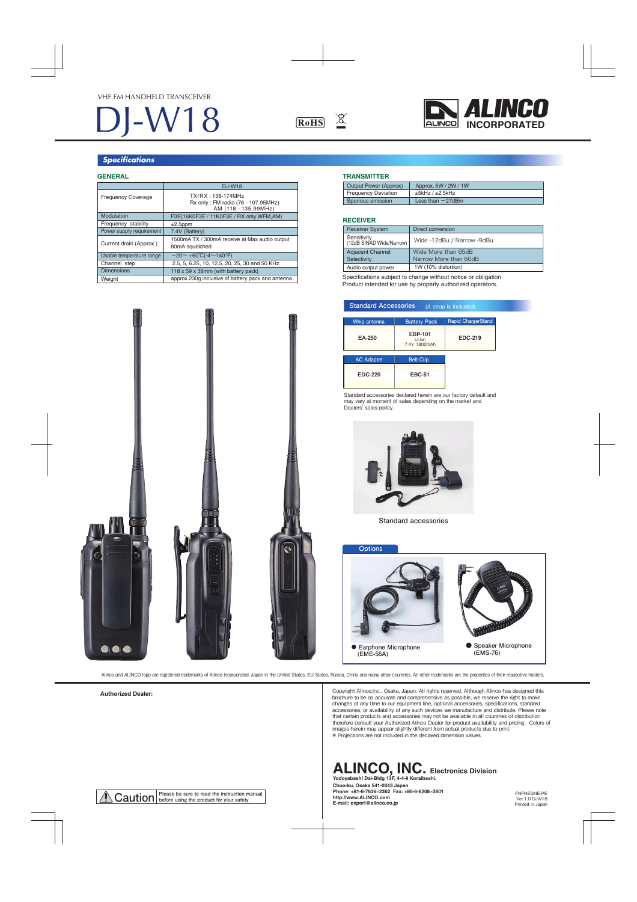VHF FM HANDHELD TRANSCEIVER

# DJ-W18

RoHS

ALINCO INCORPORATED

## Specifications

### GENERAL

| | DJ-W18 |
|---|---|
| Frequency Coverage | TX/RX : 136-174MHz<br>Rx only : FM radio (76 - 107.95MHz)<br>AM (118 - 135.99MHz) |
| Modulation | F3E(16K0F3E / 11K0F3E / RX only WFM,AM) |
| Frequency stability | ±2.5ppm |
| Power supply requirement | 7.4V (Battery) |
| Current drain (Approx.) | 1500mA TX / 300mA receive at Max audio output<br>80mA squelched |
| Usable temperature range | −20〜+60˚C(-4〜140°F) |
| Channel step | 2.5, 5, 6.25, 10, 12.5, 20, 25, 30 and 50 KHz |
| Dimensions | 118 x 59 x 38mm (with battery pack) |
| Weight | approx.230g inclusive of battery pack and antenna |

### TRANSMITTER

| | |
|---|---|
| Output Power (Approx) | Approx. 5W / 2W / 1W |
| Frequency Deviation | ±5kHz / ±2.5kHz |
| Spurious emission | Less than −27dBm |

### RECEIVER

| | |
|---|---|
| Receiver System | Direct conversion |
| Sensitivity (12dB SINAD Wide/Narrow) | Wide -12dBu / Narrow -9dBu |
| Adjacent Channel Selectivity | Wide More than 65dB<br>Narrow More than 60dB |
| Audio output power | 1W (10% distortion) |

Specifications subject to change without notice or obligation.
Product intended for use by properly authorized operators.

### Standard Accessories (A strap is included)

| Whip antenna | Battery Pack | Rapid ChargerStand |
|---|---|---|
| EA-250 | EBP-101<br>Li-ion<br>7.4V 1800mAh | EDC-219 |

| AC Adapter | Belt Clip |
|---|---|
| EDC-220 | EBC-51 |

Standard accessories declared herein are our factory default and may vary at moment of sales depending on the market and Dealers' sales policy.

Standard accessories

### Options

- Earphone Microphone (EME-56A)
- Speaker Microphone (EMS-76)

Alinco and ALINCO logo are registered trademarks of Alinco Incorporated, Japan in the United States, EU States, Russia, China and many other countries. All other trademarks are the properties of their respective holders.

**Authorized Dealer:**

Copyright Alinco,Inc., Osaka, Japan. All rights reserved. Although Alinco has designed this brochure to be as accurate and comprehensive as possible, we reserve the right to make changes at any time to our equipment line, optional accessories, specifications, standard accessories, or availability of any such devices we manufacture and distribute. Please note that certain products and accessories may not be available in all countries of distribution therefore consult your Authorized Alinco Dealer for product availability and pricing. Colors of images herein may appear slightly different from actual products due to print.
* Projections are not included in the declared dimension values.

**ALINCO, INC.** Electronics Division
**Yodoyabashi Dai-Bldg 13F, 4-4-9 Koraibashi,**
**Chuo-ku, Osaka 541-0043 Japan**
**Phone: +81-6-7636-2362 Fax: +86-6-6208-3801**
**http://www.ALINCO.com**
**E-mail: export@alinco.co.jp**

FNFNEGNE-PE
Ver.1.0 DJW18
Printed in Japan

Caution — Please be sure to read the instruction manual before using the product for your safety.